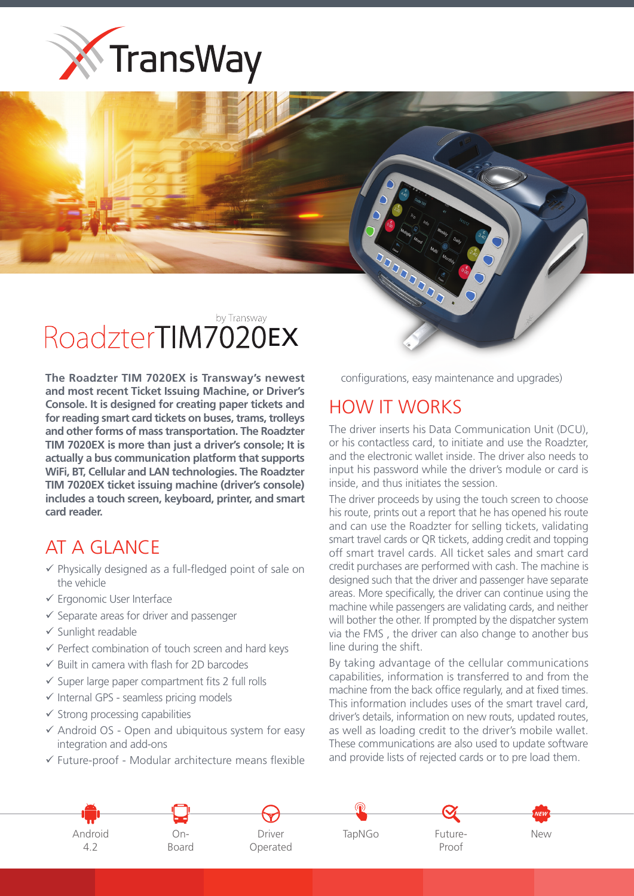# TransWay

by Transway

# RoadzterTIM7020EX

**The Roadzter TIM 7020EX is Transway's newest and most recent Ticket Issuing Machine, or Driver's Console. It is designed for creating paper tickets and for reading smart card tickets on buses, trams, trolleys and other forms of mass transportation. The Roadzter TIM 7020EX is more than just a driver's console; It is actually a bus communication platform that supports WiFi, BT, Cellular and LAN technologies. The Roadzter TIM 7020EX ticket issuing machine (driver's console) includes a touch screen, keyboard, printer, and smart card reader.**

## AT A GLANCE

- ✓ Physically designed as a full-fledged point of sale on the vehicle
- ✓ Ergonomic User Interface
- ✓ Separate areas for driver and passenger
- ✓ Sunlight readable
- ✓ Perfect combination of touch screen and hard keys
- ✓ Built in camera with flash for 2D barcodes
- ✓ Super large paper compartment fits 2 full rolls
- ✓ Internal GPS - seamless pricing models
- ✓ Strong processing capabilities
- ✓ Android OS - Open and ubiquitous system for easy integration and add-ons
- ✓ Future-proof - Modular architecture means flexible configurations, easy maintenance and upgrades)

## HOW IT WORKS

The driver inserts his Data Communication Unit (DCU), or his contactless card, to initiate and use the Roadzter, and the electronic wallet inside. The driver also needs to input his password while the driver's module or card is inside, and thus initiates the session.

The driver proceeds by using the touch screen to choose his route, prints out a report that he has opened his route and can use the Roadzter for selling tickets, validating smart travel cards or QR tickets, adding credit and topping off smart travel cards. All ticket sales and smart card credit purchases are performed with cash. The machine is designed such that the driver and passenger have separate areas. More specifically, the driver can continue using the machine while passengers are validating cards, and neither will bother the other. If prompted by the dispatcher system via the FMS , the driver can also change to another bus line during the shift.

By taking advantage of the cellular communications capabilities, information is transferred to and from the machine from the back office regularly, and at fixed times. This information includes uses of the smart travel card, driver's details, information on new routs, updated routes, as well as loading credit to the driver's mobile wallet. These communications are also used to update software and provide lists of rejected cards or to pre load them.

Android 4.2 | On-Board | Driver Operated | TapNGo | Future-Proof | New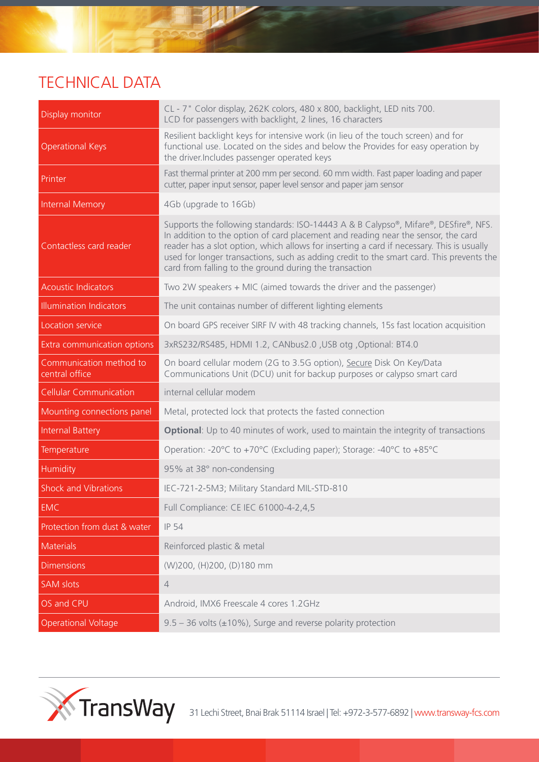# TECHNICAL DATA

| | |
|---|---|
| Display monitor | CL - 7" Color display, 262K colors, 480 x 800, backlight, LED nits 700.<br>LCD for passengers with backlight, 2 lines, 16 characters |
| Operational Keys | Resilient backlight keys for intensive work (in lieu of the touch screen) and for functional use. Located on the sides and below the Provides for easy operation by the driver.Includes passenger operated keys |
| Printer | Fast thermal printer at 200 mm per second. 60 mm width. Fast paper loading and paper cutter, paper input sensor, paper level sensor and paper jam sensor |
| Internal Memory | 4Gb (upgrade to 16Gb) |
| Contactless card reader | Supports the following standards: ISO-14443 A & B Calypso®, Mifare®, DESfire®, NFS. In addition to the option of card placement and reading near the sensor, the card reader has a slot option, which allows for inserting a card if necessary. This is usually used for longer transactions, such as adding credit to the smart card. This prevents the card from falling to the ground during the transaction |
| Acoustic Indicators | Two 2W speakers + MIC (aimed towards the driver and the passenger) |
| Illumination Indicators | The unit containas number of different lighting elements |
| Location service | On board GPS receiver SIRF IV with 48 tracking channels, 15s fast location acquisition |
| Extra communication options | 3xRS232/RS485, HDMI 1.2, CANbus2.0 ,USB otg ,Optional: BT4.0 |
| Communication method to central office | On board cellular modem (2G to 3.5G option), Secure Disk On Key/Data Communications Unit (DCU) unit for backup purposes or calypso smart card |
| Cellular Communication | internal cellular modem |
| Mounting connections panel | Metal, protected lock that protects the fasted connection |
| Internal Battery | **Optional**: Up to 40 minutes of work, used to maintain the integrity of transactions |
| Temperature | Operation: -20°C to +70°C (Excluding paper); Storage: -40°C to +85°C |
| Humidity | 95% at 38° non-condensing |
| Shock and Vibrations | IEC-721-2-5M3; Military Standard MIL-STD-810 |
| EMC | Full Compliance: CE IEC 61000-4-2,4,5 |
| Protection from dust & water | IP 54 |
| Materials | Reinforced plastic & metal |
| Dimensions | (W)200, (H)200, (D)180 mm |
| SAM slots | 4 |
| OS and CPU | Android, IMX6 Freescale 4 cores 1.2GHz |
| Operational Voltage | 9.5 – 36 volts (±10%), Surge and reverse polarity protection |

TransWay

31 Lechi Street, Bnai Brak 51114 Israel | Tel: +972-3-577-6892 | www.transway-fcs.com